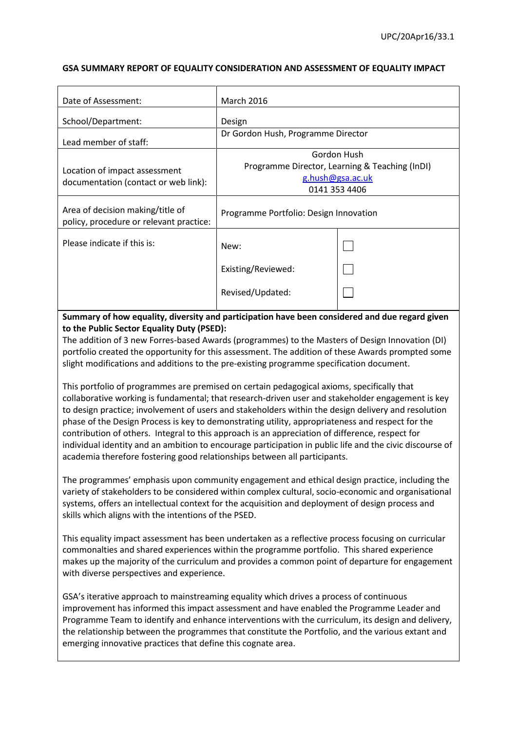UPC/20Apr16/33.1

**GSA SUMMARY REPORT OF EQUALITY CONSIDERATION AND ASSESSMENT OF EQUALITY IMPACT**

| | | |
|---|---|---|
| Date of Assessment: | March 2016 | |
| School/Department: | Design | |
| Lead member of staff: | Dr Gordon Hush, Programme Director | |
| Location of impact assessment documentation (contact or web link): | Gordon Hush<br>Programme Director, Learning & Teaching (InDI)<br>g.hush@gsa.ac.uk<br>0141 353 4406 | |
| Area of decision making/title of policy, procedure or relevant practice: | Programme Portfolio: Design Innovation | |
| Please indicate if this is: | New: | ☐ |
| | Existing/Reviewed: | ☐ |
| | Revised/Updated: | ☐ |

**Summary of how equality, diversity and participation have been considered and due regard given to the Public Sector Equality Duty (PSED):**

The addition of 3 new Forres-based Awards (programmes) to the Masters of Design Innovation (DI) portfolio created the opportunity for this assessment. The addition of these Awards prompted some slight modifications and additions to the pre-existing programme specification document.

This portfolio of programmes are premised on certain pedagogical axioms, specifically that collaborative working is fundamental; that research-driven user and stakeholder engagement is key to design practice; involvement of users and stakeholders within the design delivery and resolution phase of the Design Process is key to demonstrating utility, appropriateness and respect for the contribution of others. Integral to this approach is an appreciation of difference, respect for individual identity and an ambition to encourage participation in public life and the civic discourse of academia therefore fostering good relationships between all participants.

The programmes' emphasis upon community engagement and ethical design practice, including the variety of stakeholders to be considered within complex cultural, socio-economic and organisational systems, offers an intellectual context for the acquisition and deployment of design process and skills which aligns with the intentions of the PSED.

This equality impact assessment has been undertaken as a reflective process focusing on curricular commonalties and shared experiences within the programme portfolio. This shared experience makes up the majority of the curriculum and provides a common point of departure for engagement with diverse perspectives and experience.

GSA's iterative approach to mainstreaming equality which drives a process of continuous improvement has informed this impact assessment and have enabled the Programme Leader and Programme Team to identify and enhance interventions with the curriculum, its design and delivery, the relationship between the programmes that constitute the Portfolio, and the various extant and emerging innovative practices that define this cognate area.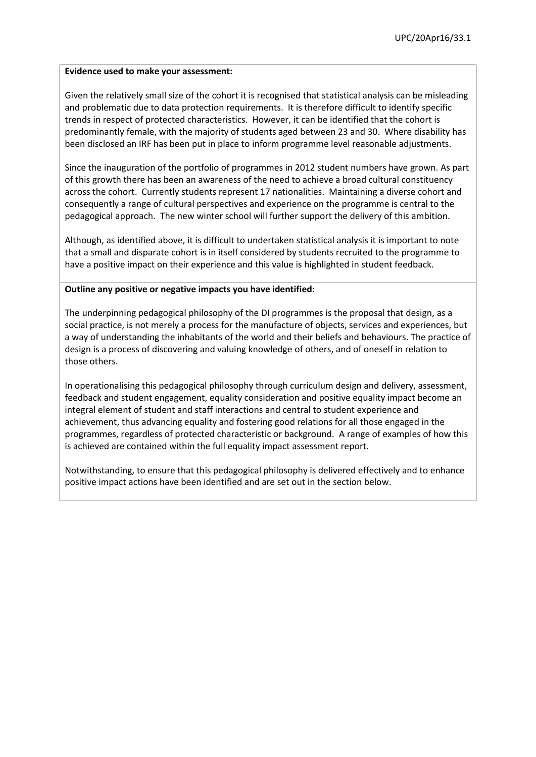**Evidence used to make your assessment:**

Given the relatively small size of the cohort it is recognised that statistical analysis can be misleading and problematic due to data protection requirements. It is therefore difficult to identify specific trends in respect of protected characteristics. However, it can be identified that the cohort is predominantly female, with the majority of students aged between 23 and 30. Where disability has been disclosed an IRF has been put in place to inform programme level reasonable adjustments.

Since the inauguration of the portfolio of programmes in 2012 student numbers have grown. As part of this growth there has been an awareness of the need to achieve a broad cultural constituency across the cohort. Currently students represent 17 nationalities. Maintaining a diverse cohort and consequently a range of cultural perspectives and experience on the programme is central to the pedagogical approach. The new winter school will further support the delivery of this ambition.

Although, as identified above, it is difficult to undertaken statistical analysis it is important to note that a small and disparate cohort is in itself considered by students recruited to the programme to have a positive impact on their experience and this value is highlighted in student feedback.

**Outline any positive or negative impacts you have identified:**

The underpinning pedagogical philosophy of the DI programmes is the proposal that design, as a social practice, is not merely a process for the manufacture of objects, services and experiences, but a way of understanding the inhabitants of the world and their beliefs and behaviours. The practice of design is a process of discovering and valuing knowledge of others, and of oneself in relation to those others.

In operationalising this pedagogical philosophy through curriculum design and delivery, assessment, feedback and student engagement, equality consideration and positive equality impact become an integral element of student and staff interactions and central to student experience and achievement, thus advancing equality and fostering good relations for all those engaged in the programmes, regardless of protected characteristic or background. A range of examples of how this is achieved are contained within the full equality impact assessment report.

Notwithstanding, to ensure that this pedagogical philosophy is delivered effectively and to enhance positive impact actions have been identified and are set out in the section below.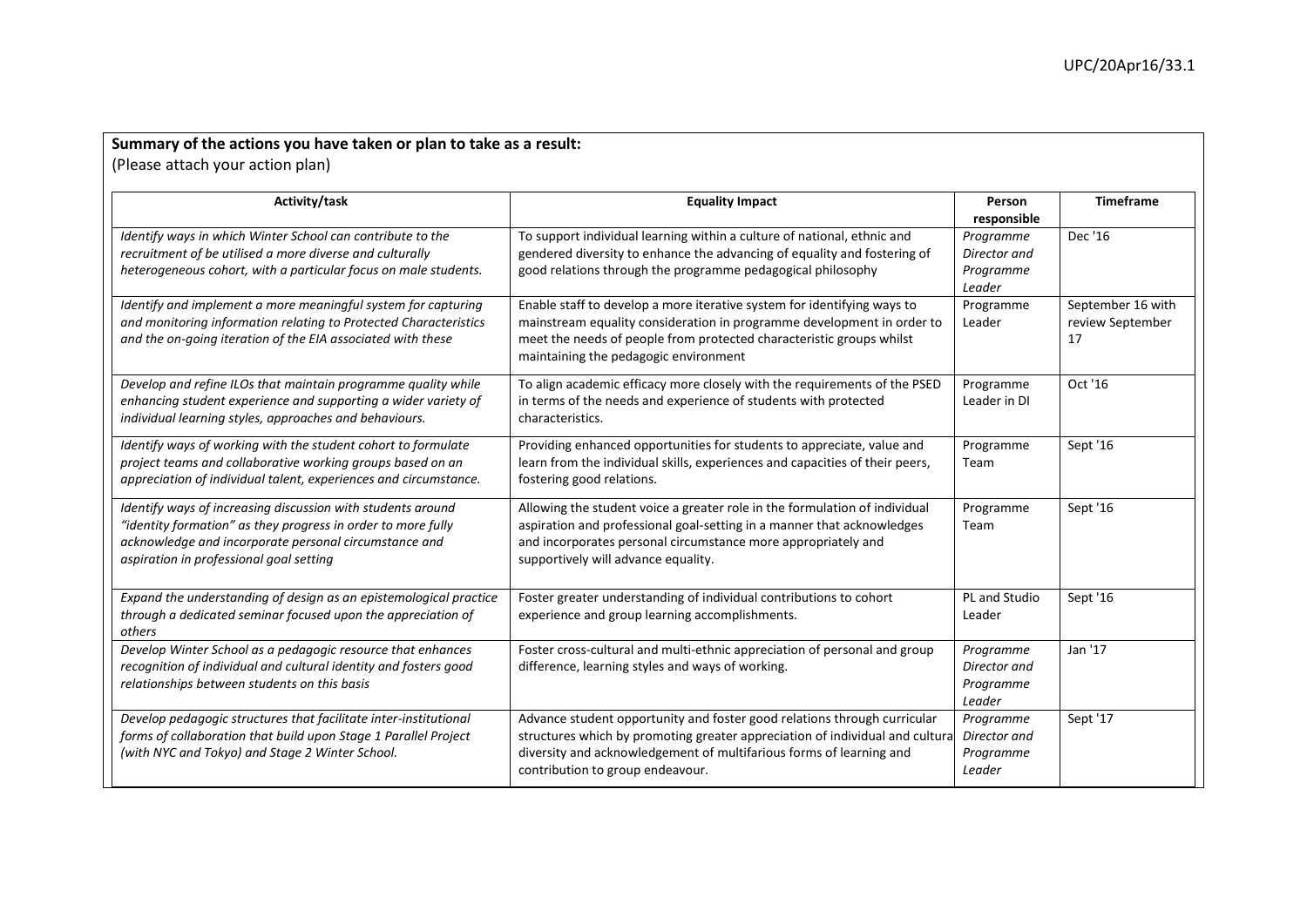**Summary of the actions you have taken or plan to take as a result:**

(Please attach your action plan)

| Activity/task | Equality Impact | Person responsible | Timeframe |
|---|---|---|---|
| *Identify ways in which Winter School can contribute to the recruitment of be utilised a more diverse and culturally heterogeneous cohort, with a particular focus on male students.* | To support individual learning within a culture of national, ethnic and gendered diversity to enhance the advancing of equality and fostering of good relations through the programme pedagogical philosophy | *Programme Director and Programme Leader* | Dec '16 |
| *Identify and implement a more meaningful system for capturing and monitoring information relating to Protected Characteristics and the on-going iteration of the EIA associated with these* | Enable staff to develop a more iterative system for identifying ways to mainstream equality consideration in programme development in order to meet the needs of people from protected characteristic groups whilst maintaining the pedagogic environment | Programme Leader | September 16 with review September 17 |
| *Develop and refine ILOs that maintain programme quality while enhancing student experience and supporting a wider variety of individual learning styles, approaches and behaviours.* | To align academic efficacy more closely with the requirements of the PSED in terms of the needs and experience of students with protected characteristics. | Programme Leader in DI | Oct '16 |
| *Identify ways of working with the student cohort to formulate project teams and collaborative working groups based on an appreciation of individual talent, experiences and circumstance.* | Providing enhanced opportunities for students to appreciate, value and learn from the individual skills, experiences and capacities of their peers, fostering good relations. | Programme Team | Sept '16 |
| *Identify ways of increasing discussion with students around "identity formation" as they progress in order to more fully acknowledge and incorporate personal circumstance and aspiration in professional goal setting* | Allowing the student voice a greater role in the formulation of individual aspiration and professional goal-setting in a manner that acknowledges and incorporates personal circumstance more appropriately and supportively will advance equality. | Programme Team | Sept '16 |
| *Expand the understanding of design as an epistemological practice through a dedicated seminar focused upon the appreciation of others* | Foster greater understanding of individual contributions to cohort experience and group learning accomplishments. | PL and Studio Leader | Sept '16 |
| *Develop Winter School as a pedagogic resource that enhances recognition of individual and cultural identity and fosters good relationships between students on this basis* | Foster cross-cultural and multi-ethnic appreciation of personal and group difference, learning styles and ways of working. | *Programme Director and Programme Leader* | Jan '17 |
| *Develop pedagogic structures that facilitate inter-institutional forms of collaboration that build upon Stage 1 Parallel Project (with NYC and Tokyo) and Stage 2 Winter School.* | Advance student opportunity and foster good relations through curricular structures which by promoting greater appreciation of individual and cultural diversity and acknowledgement of multifarious forms of learning and contribution to group endeavour. | *Programme Director and Programme Leader* | Sept '17 |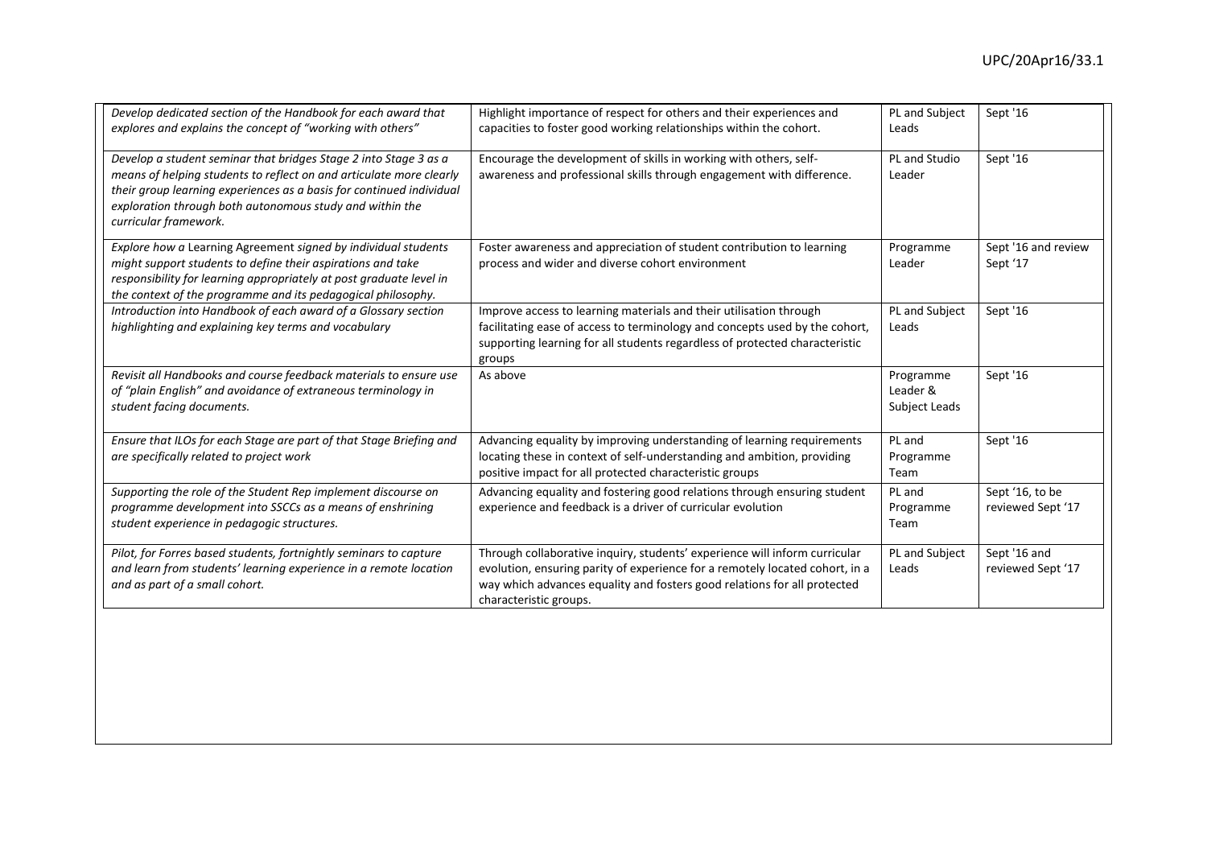| | | | |
|---|---|---|---|
| *Develop dedicated section of the Handbook for each award that explores and explains the concept of "working with others"* | Highlight importance of respect for others and their experiences and capacities to foster good working relationships within the cohort. | PL and Subject Leads | Sept '16 |
| *Develop a student seminar that bridges Stage 2 into Stage 3 as a means of helping students to reflect on and articulate more clearly their group learning experiences as a basis for continued individual exploration through both autonomous study and within the curricular framework.* | Encourage the development of skills in working with others, self-awareness and professional skills through engagement with difference. | PL and Studio Leader | Sept '16 |
| *Explore how a* Learning Agreement *signed by individual students might support students to define their aspirations and take responsibility for learning appropriately at post graduate level in the context of the programme and its pedagogical philosophy.* | Foster awareness and appreciation of student contribution to learning process and wider and diverse cohort environment | Programme Leader | Sept '16 and review Sept '17 |
| *Introduction into Handbook of each award of a Glossary section highlighting and explaining key terms and vocabulary* | Improve access to learning materials and their utilisation through facilitating ease of access to terminology and concepts used by the cohort, supporting learning for all students regardless of protected characteristic groups | PL and Subject Leads | Sept '16 |
| *Revisit all Handbooks and course feedback materials to ensure use of "plain English" and avoidance of extraneous terminology in student facing documents.* | As above | Programme Leader & Subject Leads | Sept '16 |
| *Ensure that ILOs for each Stage are part of that Stage Briefing and are specifically related to project work* | Advancing equality by improving understanding of learning requirements locating these in context of self-understanding and ambition, providing positive impact for all protected characteristic groups | PL and Programme Team | Sept '16 |
| *Supporting the role of the Student Rep implement discourse on programme development into SSCCs as a means of enshrining student experience in pedagogic structures.* | Advancing equality and fostering good relations through ensuring student experience and feedback is a driver of curricular evolution | PL and Programme Team | Sept '16, to be reviewed Sept '17 |
| *Pilot, for Forres based students, fortnightly seminars to capture and learn from students' learning experience in a remote location and as part of a small cohort.* | Through collaborative inquiry, students' experience will inform curricular evolution, ensuring parity of experience for a remotely located cohort, in a way which advances equality and fosters good relations for all protected characteristic groups. | PL and Subject Leads | Sept '16 and reviewed Sept '17 |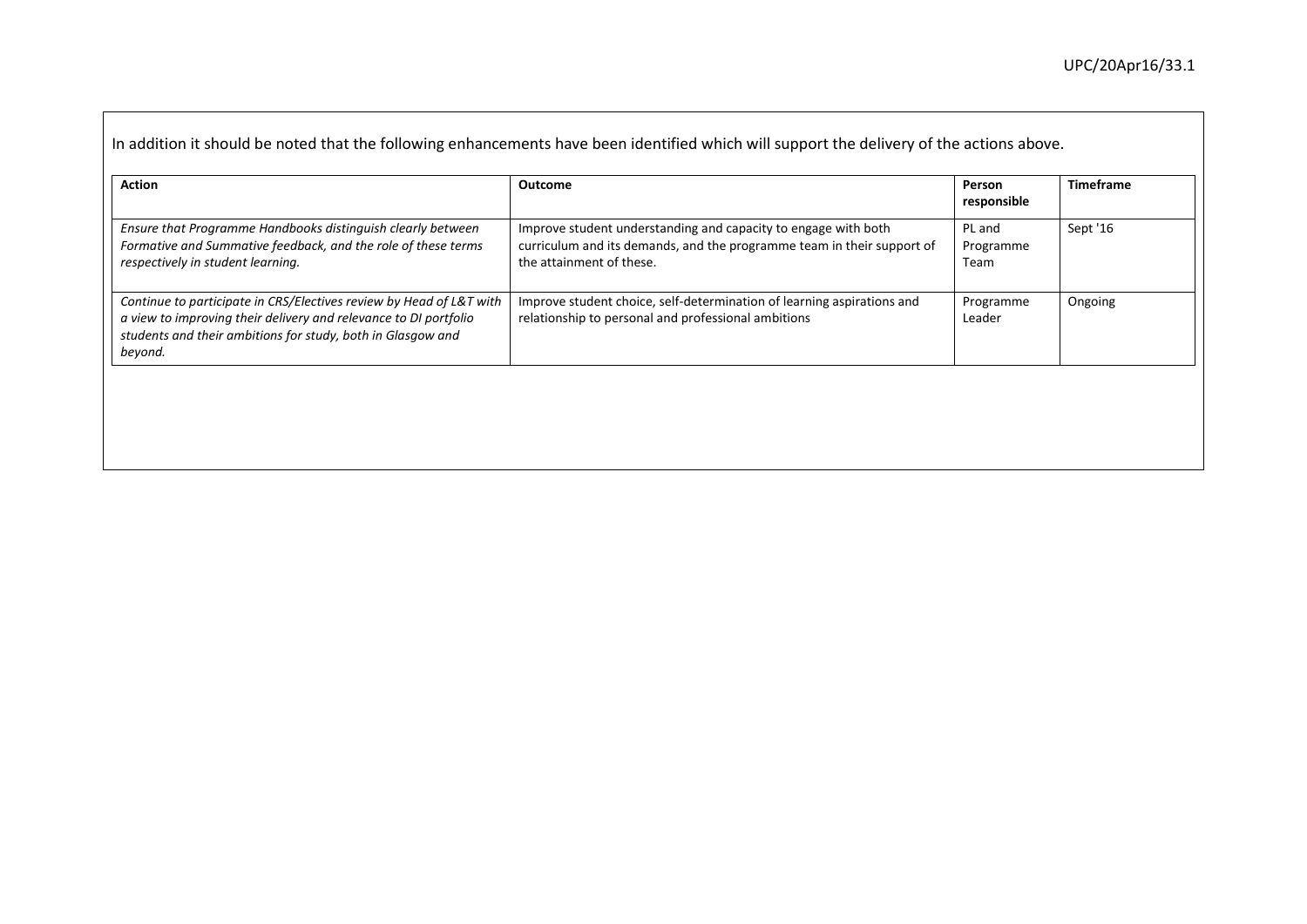In addition it should be noted that the following enhancements have been identified which will support the delivery of the actions above.

| **Action** | **Outcome** | **Person responsible** | **Timeframe** |
|---|---|---|---|
| *Ensure that Programme Handbooks distinguish clearly between Formative and Summative feedback, and the role of these terms respectively in student learning.* | Improve student understanding and capacity to engage with both curriculum and its demands, and the programme team in their support of the attainment of these. | PL and Programme Team | Sept '16 |
| *Continue to participate in CRS/Electives review by Head of L&T with a view to improving their delivery and relevance to DI portfolio students and their ambitions for study, both in Glasgow and beyond.* | Improve student choice, self-determination of learning aspirations and relationship to personal and professional ambitions | Programme Leader | Ongoing |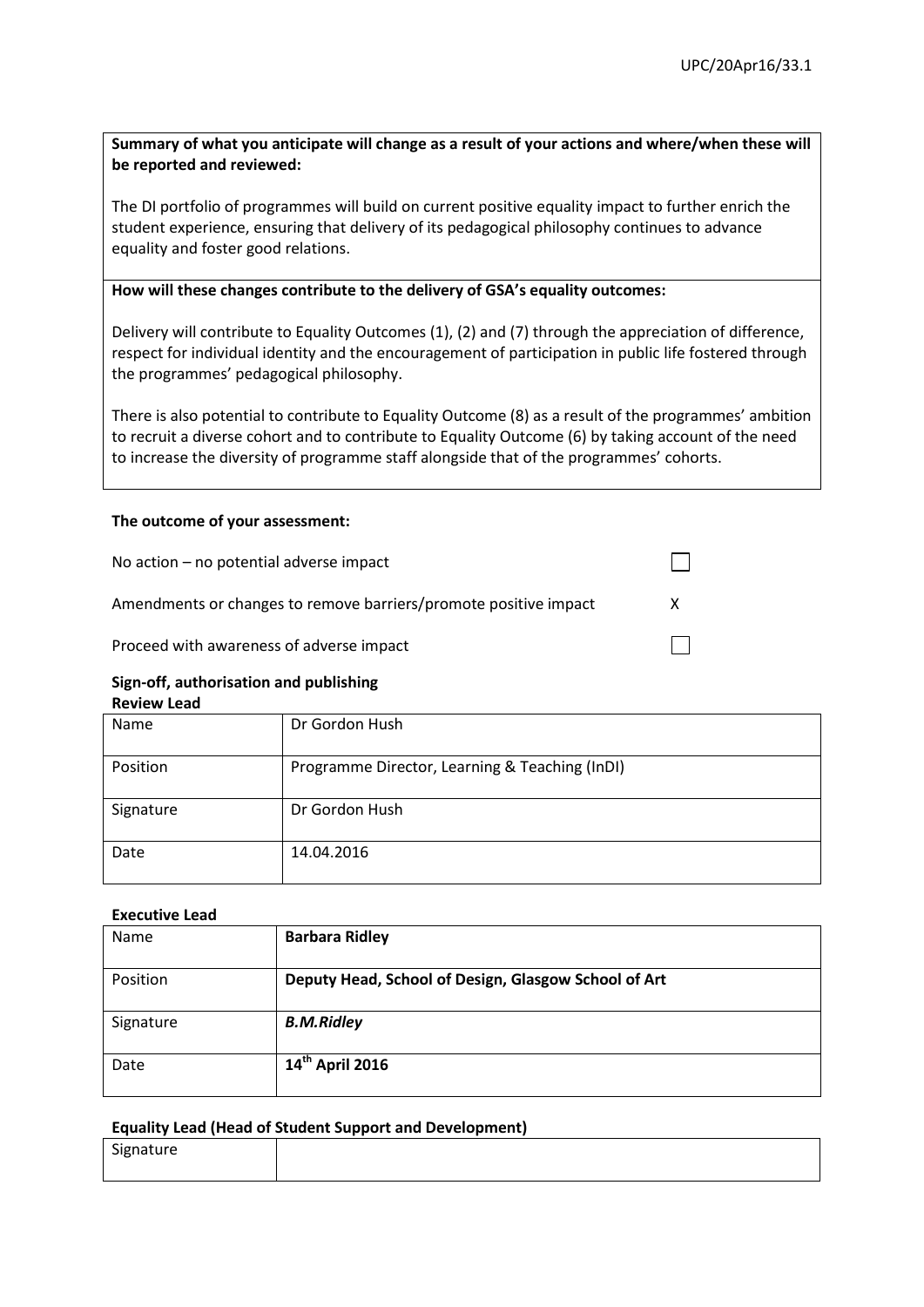**Summary of what you anticipate will change as a result of your actions and where/when these will be reported and reviewed:**

The DI portfolio of programmes will build on current positive equality impact to further enrich the student experience, ensuring that delivery of its pedagogical philosophy continues to advance equality and foster good relations.

**How will these changes contribute to the delivery of GSA's equality outcomes:**

Delivery will contribute to Equality Outcomes (1), (2) and (7) through the appreciation of difference, respect for individual identity and the encouragement of participation in public life fostered through the programmes' pedagogical philosophy.

There is also potential to contribute to Equality Outcome (8) as a result of the programmes' ambition to recruit a diverse cohort and to contribute to Equality Outcome (6) by taking account of the need to increase the diversity of programme staff alongside that of the programmes' cohorts.

**The outcome of your assessment:**

| | |
|---|---|
| No action – no potential adverse impact | ☐ |
| Amendments or changes to remove barriers/promote positive impact | X |
| Proceed with awareness of adverse impact | ☐ |

**Sign-off, authorisation and publishing**

**Review Lead**

| | |
|---|---|
| Name | Dr Gordon Hush |
| Position | Programme Director, Learning & Teaching (InDI) |
| Signature | Dr Gordon Hush |
| Date | 14.04.2016 |

**Executive Lead**

| | |
|---|---|
| Name | **Barbara Ridley** |
| Position | **Deputy Head, School of Design, Glasgow School of Art** |
| Signature | ***B.M.Ridley*** |
| Date | **14th April 2016** |

**Equality Lead (Head of Student Support and Development)**

| | |
|---|---|
| Signature | |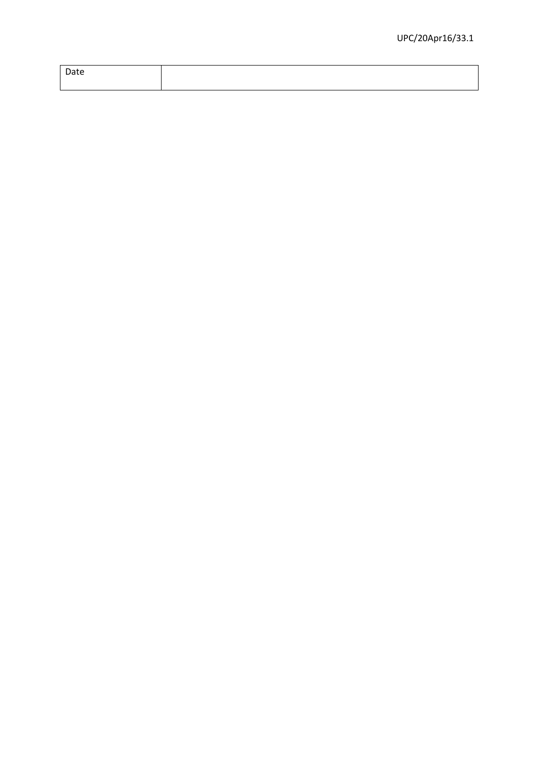| | |
|---|---|
| Date | |